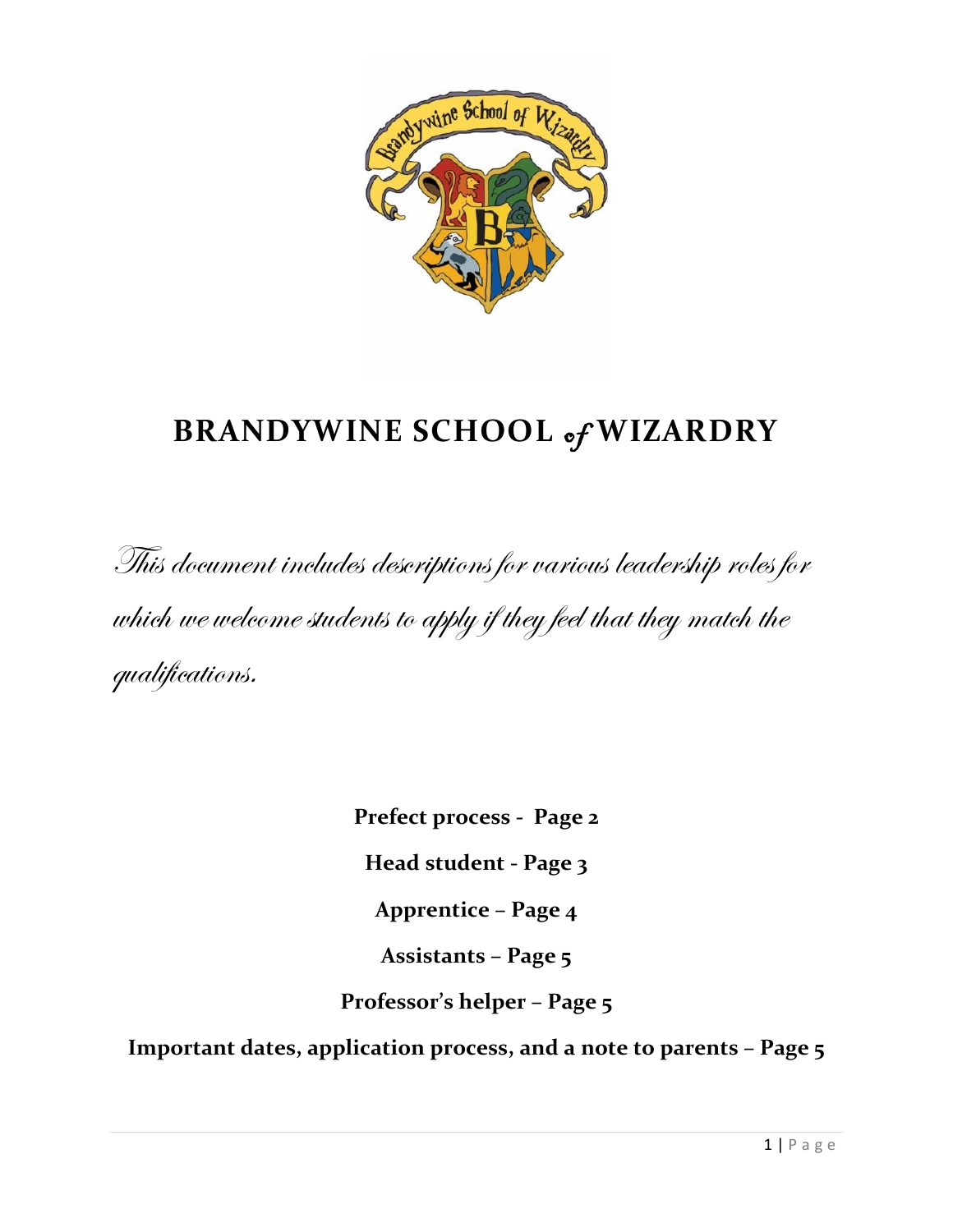# BRANDYWINE SCHOOL *of* WIZARDRY

*This document includes descriptions for various leadership roles for which we welcome students to apply if they feel that they match the qualifications.*

**Prefect process - Page 2**

**Head student - Page 3**

**Apprentice – Page 4**

**Assistants – Page 5**

**Professor's helper – Page 5**

**Important dates, application process, and a note to parents – Page 5**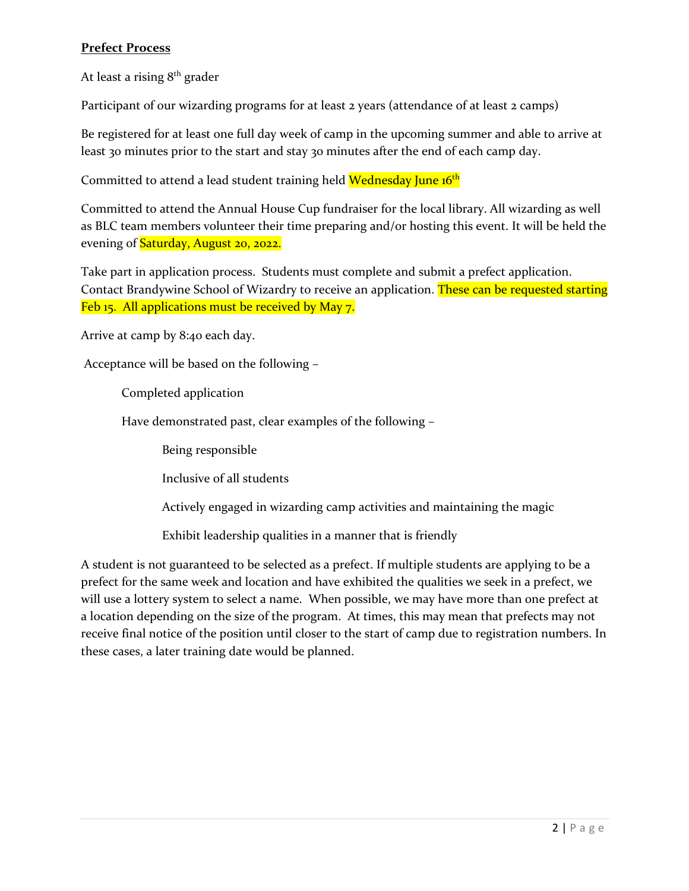**Prefect Process**

At least a rising 8th grader

Participant of our wizarding programs for at least 2 years (attendance of at least 2 camps)

Be registered for at least one full day week of camp in the upcoming summer and able to arrive at least 30 minutes prior to the start and stay 30 minutes after the end of each camp day.

Committed to attend a lead student training held Wednesday June 16th

Committed to attend the Annual House Cup fundraiser for the local library. All wizarding as well as BLC team members volunteer their time preparing and/or hosting this event. It will be held the evening of Saturday, August 20, 2022.

Take part in application process. Students must complete and submit a prefect application. Contact Brandywine School of Wizardry to receive an application. These can be requested starting Feb 15. All applications must be received by May 7.

Arrive at camp by 8:40 each day.

Acceptance will be based on the following –

- Completed application
- Have demonstrated past, clear examples of the following –
  - Being responsible
  - Inclusive of all students
  - Actively engaged in wizarding camp activities and maintaining the magic
  - Exhibit leadership qualities in a manner that is friendly

A student is not guaranteed to be selected as a prefect. If multiple students are applying to be a prefect for the same week and location and have exhibited the qualities we seek in a prefect, we will use a lottery system to select a name. When possible, we may have more than one prefect at a location depending on the size of the program. At times, this may mean that prefects may not receive final notice of the position until closer to the start of camp due to registration numbers. In these cases, a later training date would be planned.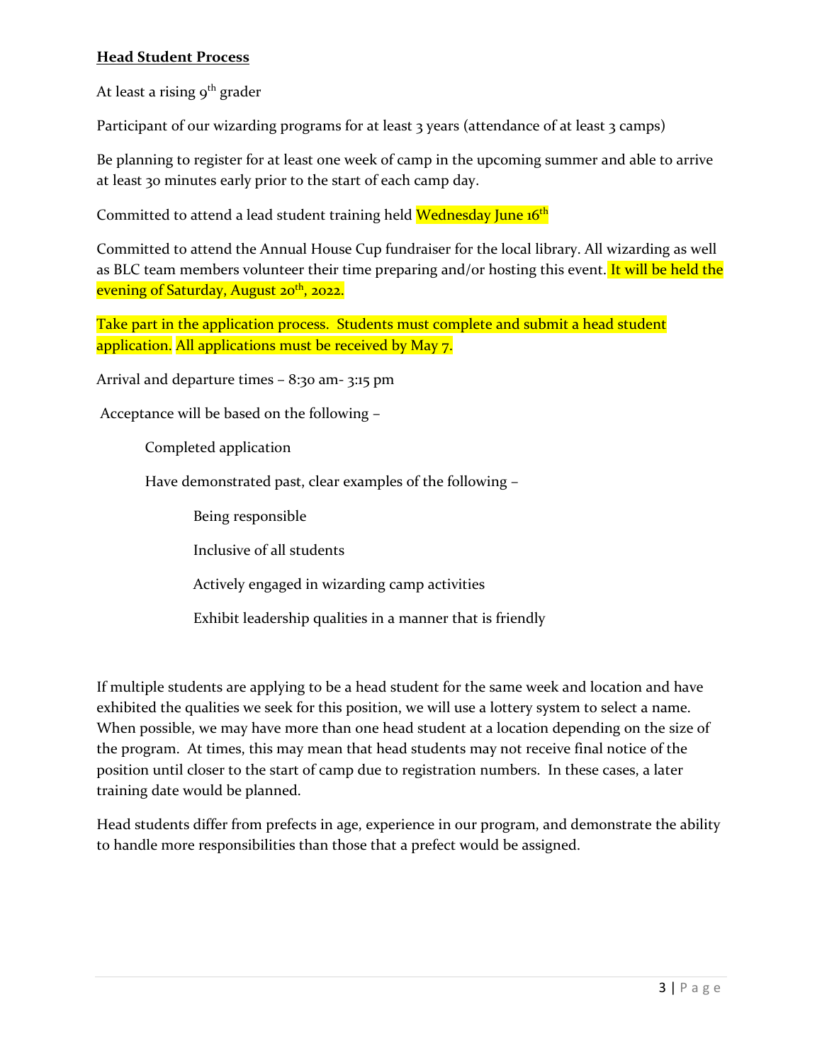## **Head Student Process**

At least a rising 9th grader

Participant of our wizarding programs for at least 3 years (attendance of at least 3 camps)

Be planning to register for at least one week of camp in the upcoming summer and able to arrive at least 30 minutes early prior to the start of each camp day.

Committed to attend a lead student training held Wednesday June 16th

Committed to attend the Annual House Cup fundraiser for the local library. All wizarding as well as BLC team members volunteer their time preparing and/or hosting this event. It will be held the evening of Saturday, August 20th, 2022.

Take part in the application process. Students must complete and submit a head student application. All applications must be received by May 7.

Arrival and departure times – 8:30 am- 3:15 pm

Acceptance will be based on the following –

- Completed application
- Have demonstrated past, clear examples of the following –
  - Being responsible
  - Inclusive of all students
  - Actively engaged in wizarding camp activities
  - Exhibit leadership qualities in a manner that is friendly

If multiple students are applying to be a head student for the same week and location and have exhibited the qualities we seek for this position, we will use a lottery system to select a name. When possible, we may have more than one head student at a location depending on the size of the program. At times, this may mean that head students may not receive final notice of the position until closer to the start of camp due to registration numbers. In these cases, a later training date would be planned.

Head students differ from prefects in age, experience in our program, and demonstrate the ability to handle more responsibilities than those that a prefect would be assigned.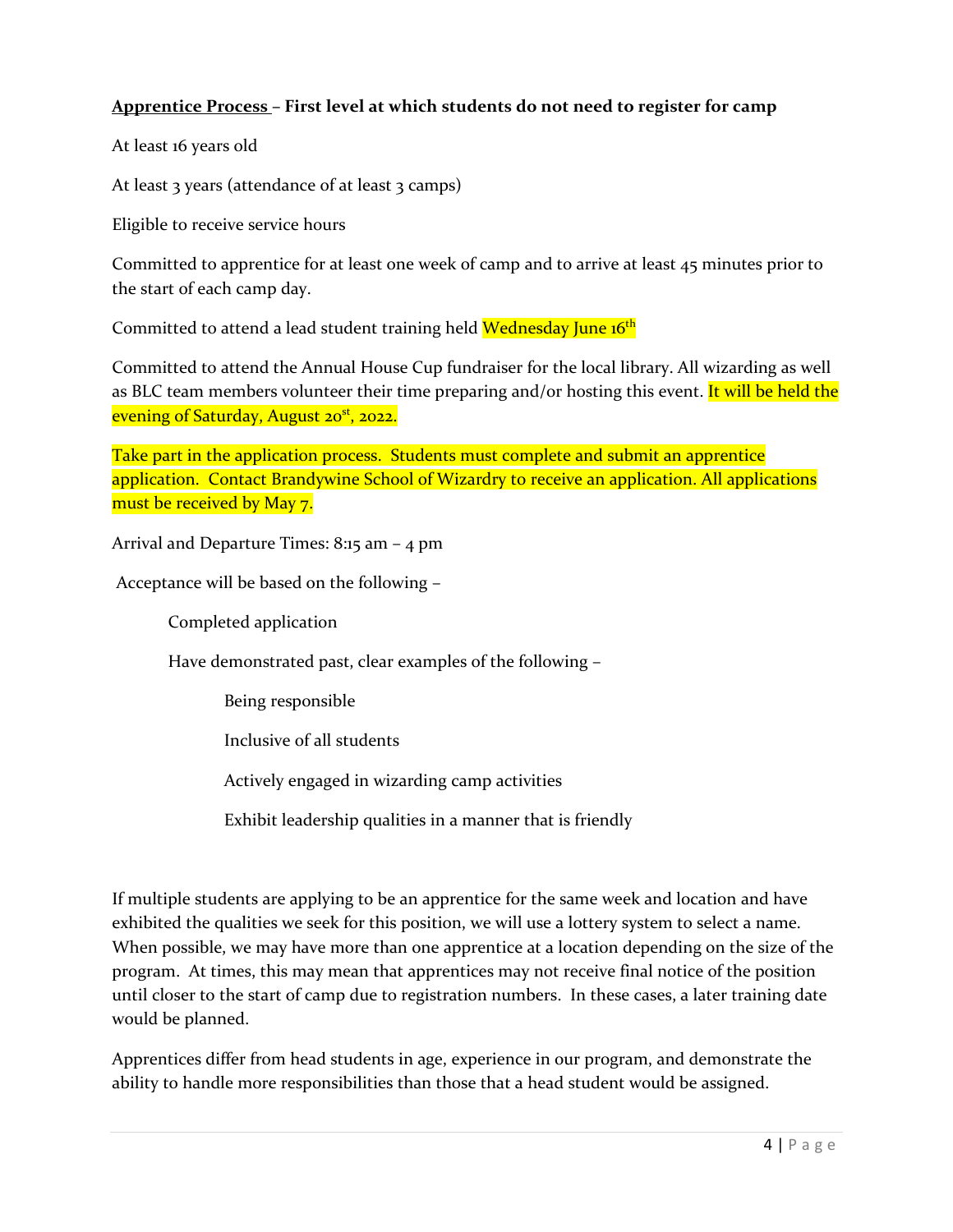**Apprentice Process – First level at which students do not need to register for camp**

At least 16 years old

At least 3 years (attendance of at least 3 camps)

Eligible to receive service hours

Committed to apprentice for at least one week of camp and to arrive at least 45 minutes prior to the start of each camp day.

Committed to attend a lead student training held Wednesday June 16th

Committed to attend the Annual House Cup fundraiser for the local library. All wizarding as well as BLC team members volunteer their time preparing and/or hosting this event. It will be held the evening of Saturday, August 20st, 2022.

Take part in the application process. Students must complete and submit an apprentice application. Contact Brandywine School of Wizardry to receive an application. All applications must be received by May 7.

Arrival and Departure Times: 8:15 am – 4 pm

Acceptance will be based on the following –

- Completed application
- Have demonstrated past, clear examples of the following –
  - Being responsible
  - Inclusive of all students
  - Actively engaged in wizarding camp activities
  - Exhibit leadership qualities in a manner that is friendly

If multiple students are applying to be an apprentice for the same week and location and have exhibited the qualities we seek for this position, we will use a lottery system to select a name. When possible, we may have more than one apprentice at a location depending on the size of the program. At times, this may mean that apprentices may not receive final notice of the position until closer to the start of camp due to registration numbers. In these cases, a later training date would be planned.

Apprentices differ from head students in age, experience in our program, and demonstrate the ability to handle more responsibilities than those that a head student would be assigned.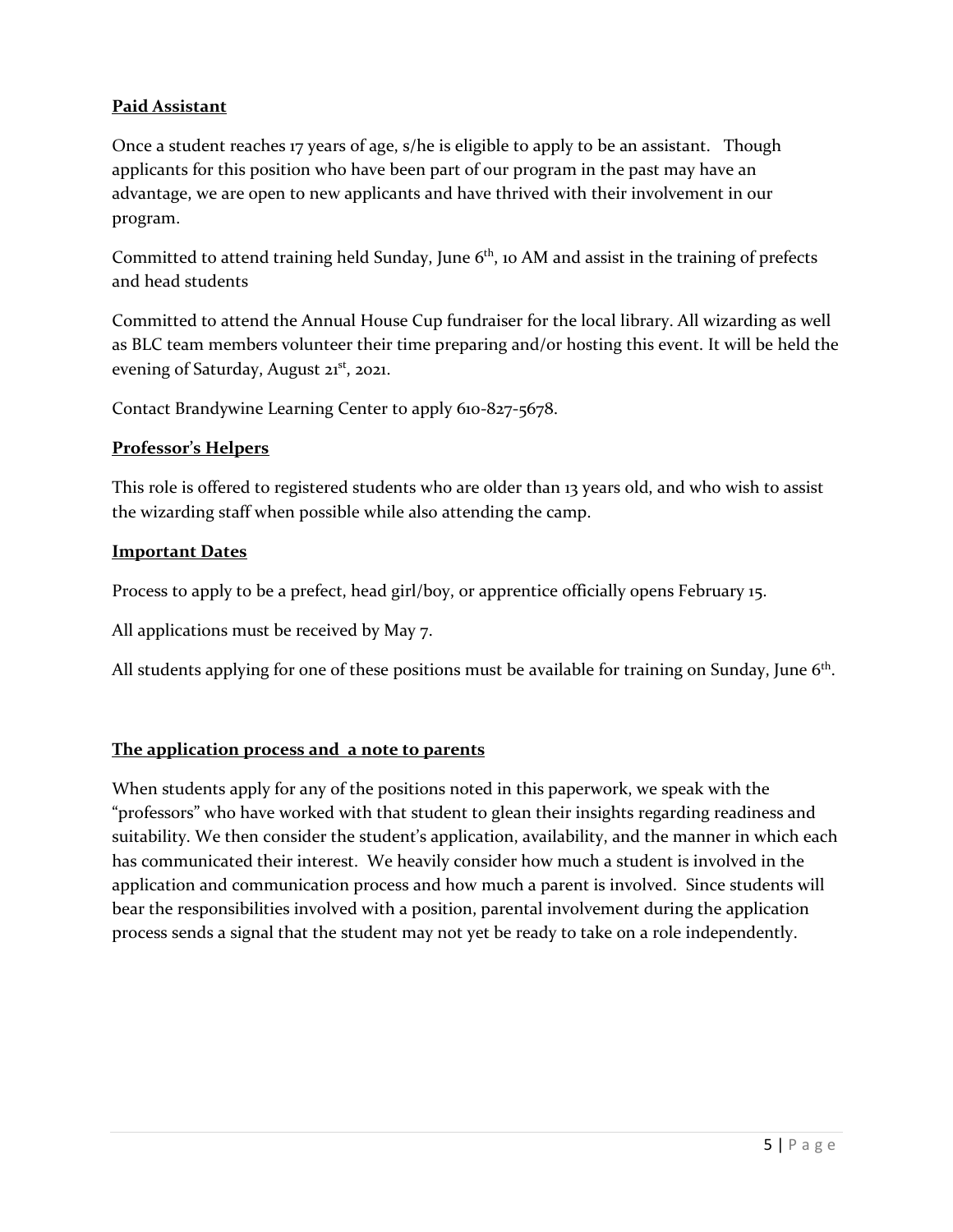**Paid Assistant**

Once a student reaches 17 years of age, s/he is eligible to apply to be an assistant. Though applicants for this position who have been part of our program in the past may have an advantage, we are open to new applicants and have thrived with their involvement in our program.

Committed to attend training held Sunday, June 6th, 10 AM and assist in the training of prefects and head students

Committed to attend the Annual House Cup fundraiser for the local library. All wizarding as well as BLC team members volunteer their time preparing and/or hosting this event. It will be held the evening of Saturday, August 21st, 2021.

Contact Brandywine Learning Center to apply 610-827-5678.

**Professor's Helpers**

This role is offered to registered students who are older than 13 years old, and who wish to assist the wizarding staff when possible while also attending the camp.

**Important Dates**

Process to apply to be a prefect, head girl/boy, or apprentice officially opens February 15.

All applications must be received by May 7.

All students applying for one of these positions must be available for training on Sunday, June 6th.

**The application process and a note to parents**

When students apply for any of the positions noted in this paperwork, we speak with the "professors" who have worked with that student to glean their insights regarding readiness and suitability. We then consider the student's application, availability, and the manner in which each has communicated their interest. We heavily consider how much a student is involved in the application and communication process and how much a parent is involved. Since students will bear the responsibilities involved with a position, parental involvement during the application process sends a signal that the student may not yet be ready to take on a role independently.